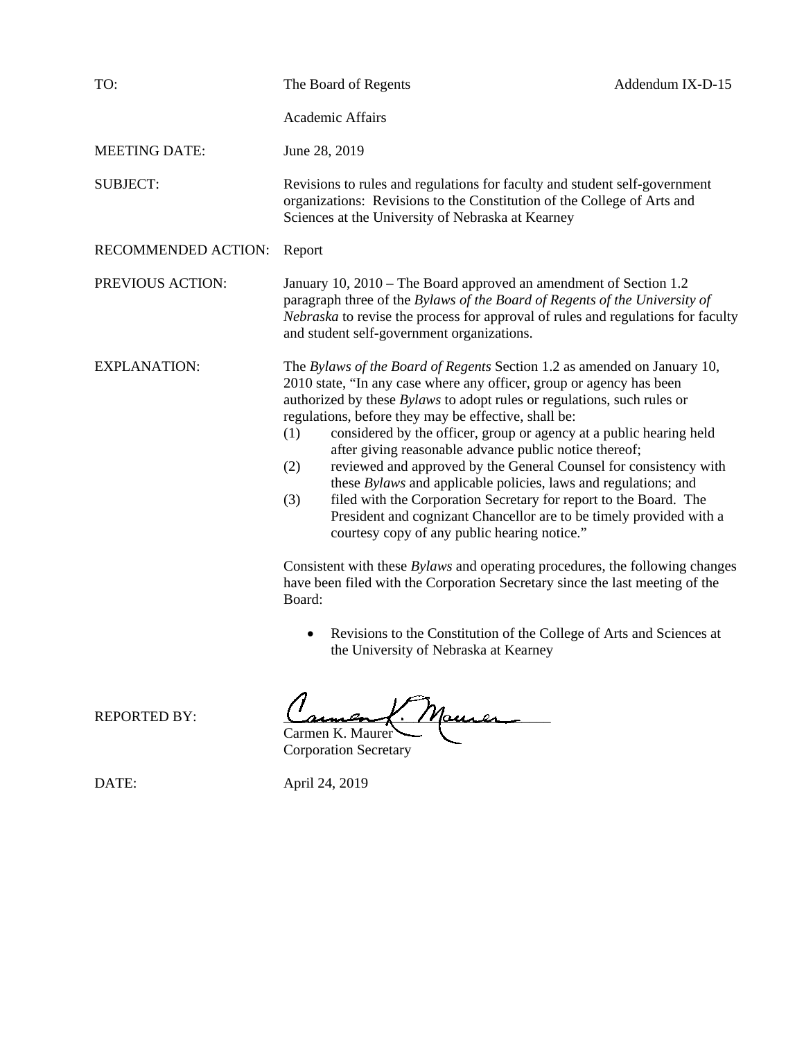| | | |
|---|---|---|
| TO: | The Board of Regents | Addendum IX-D-15 |
| | Academic Affairs | |
| MEETING DATE: | June 28, 2019 | |
| SUBJECT: | Revisions to rules and regulations for faculty and student self-government organizations: Revisions to the Constitution of the College of Arts and Sciences at the University of Nebraska at Kearney | |
| RECOMMENDED ACTION: | Report | |
| PREVIOUS ACTION: | January 10, 2010 – The Board approved an amendment of Section 1.2 paragraph three of the *Bylaws of the Board of Regents of the University of Nebraska* to revise the process for approval of rules and regulations for faculty and student self-government organizations. | |

EXPLANATION:

The *Bylaws of the Board of Regents* Section 1.2 as amended on January 10, 2010 state, "In any case where any officer, group or agency has been authorized by these *Bylaws* to adopt rules or regulations, such rules or regulations, before they may be effective, shall be:

(1) considered by the officer, group or agency at a public hearing held after giving reasonable advance public notice thereof;

(2) reviewed and approved by the General Counsel for consistency with these *Bylaws* and applicable policies, laws and regulations; and

(3) filed with the Corporation Secretary for report to the Board. The President and cognizant Chancellor are to be timely provided with a courtesy copy of any public hearing notice."

Consistent with these *Bylaws* and operating procedures, the following changes have been filed with the Corporation Secretary since the last meeting of the Board:

- Revisions to the Constitution of the College of Arts and Sciences at the University of Nebraska at Kearney

REPORTED BY:

Carmen K. Maurer
Corporation Secretary

DATE: April 24, 2019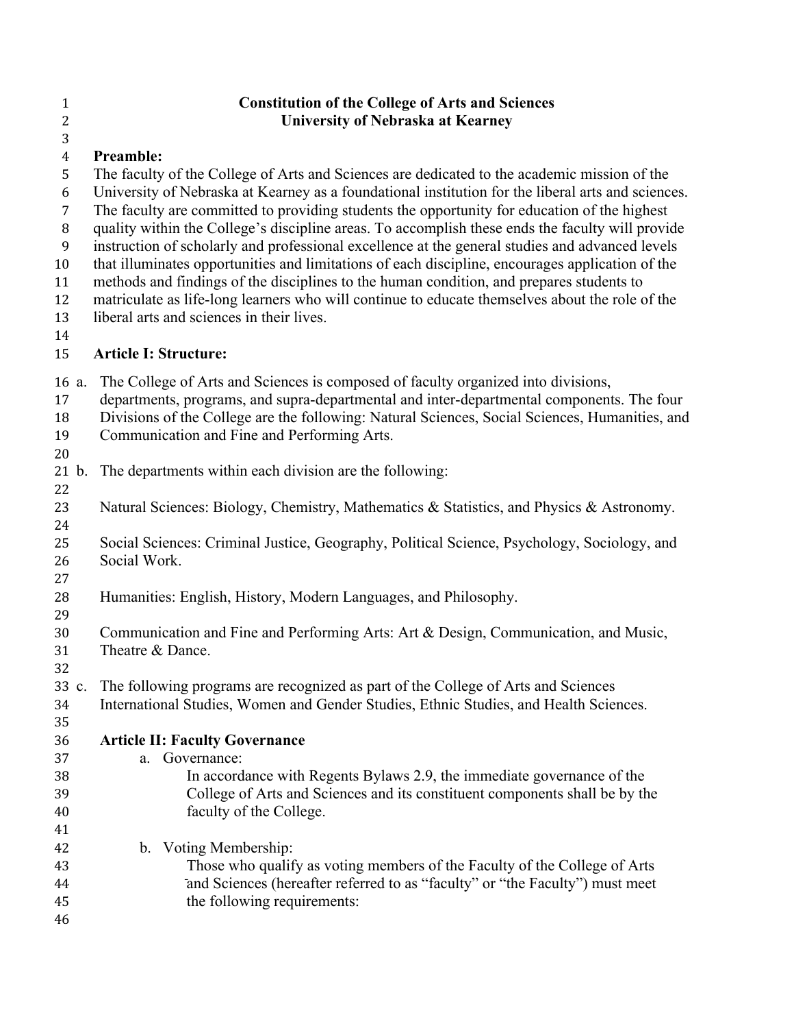# Constitution of the College of Arts and Sciences
# University of Nebraska at Kearney

## Preamble:

The faculty of the College of Arts and Sciences are dedicated to the academic mission of the University of Nebraska at Kearney as a foundational institution for the liberal arts and sciences. The faculty are committed to providing students the opportunity for education of the highest quality within the College's discipline areas. To accomplish these ends the faculty will provide instruction of scholarly and professional excellence at the general studies and advanced levels that illuminates opportunities and limitations of each discipline, encourages application of the methods and findings of the disciplines to the human condition, and prepares students to matriculate as life-long learners who will continue to educate themselves about the role of the liberal arts and sciences in their lives.

## Article I: Structure:

a. The College of Arts and Sciences is composed of faculty organized into divisions, departments, programs, and supra-departmental and inter-departmental components. The four Divisions of the College are the following: Natural Sciences, Social Sciences, Humanities, and Communication and Fine and Performing Arts.

b. The departments within each division are the following:

Natural Sciences: Biology, Chemistry, Mathematics & Statistics, and Physics & Astronomy.

Social Sciences: Criminal Justice, Geography, Political Science, Psychology, Sociology, and Social Work.

Humanities: English, History, Modern Languages, and Philosophy.

Communication and Fine and Performing Arts: Art & Design, Communication, and Music, Theatre & Dance.

c. The following programs are recognized as part of the College of Arts and Sciences International Studies, Women and Gender Studies, Ethnic Studies, and Health Sciences.

## Article II: Faculty Governance

a. Governance:

In accordance with Regents Bylaws 2.9, the immediate governance of the College of Arts and Sciences and its constituent components shall be by the faculty of the College.

b. Voting Membership:

Those who qualify as voting members of the Faculty of the College of Arts and Sciences (hereafter referred to as "faculty" or "the Faculty") must meet the following requirements: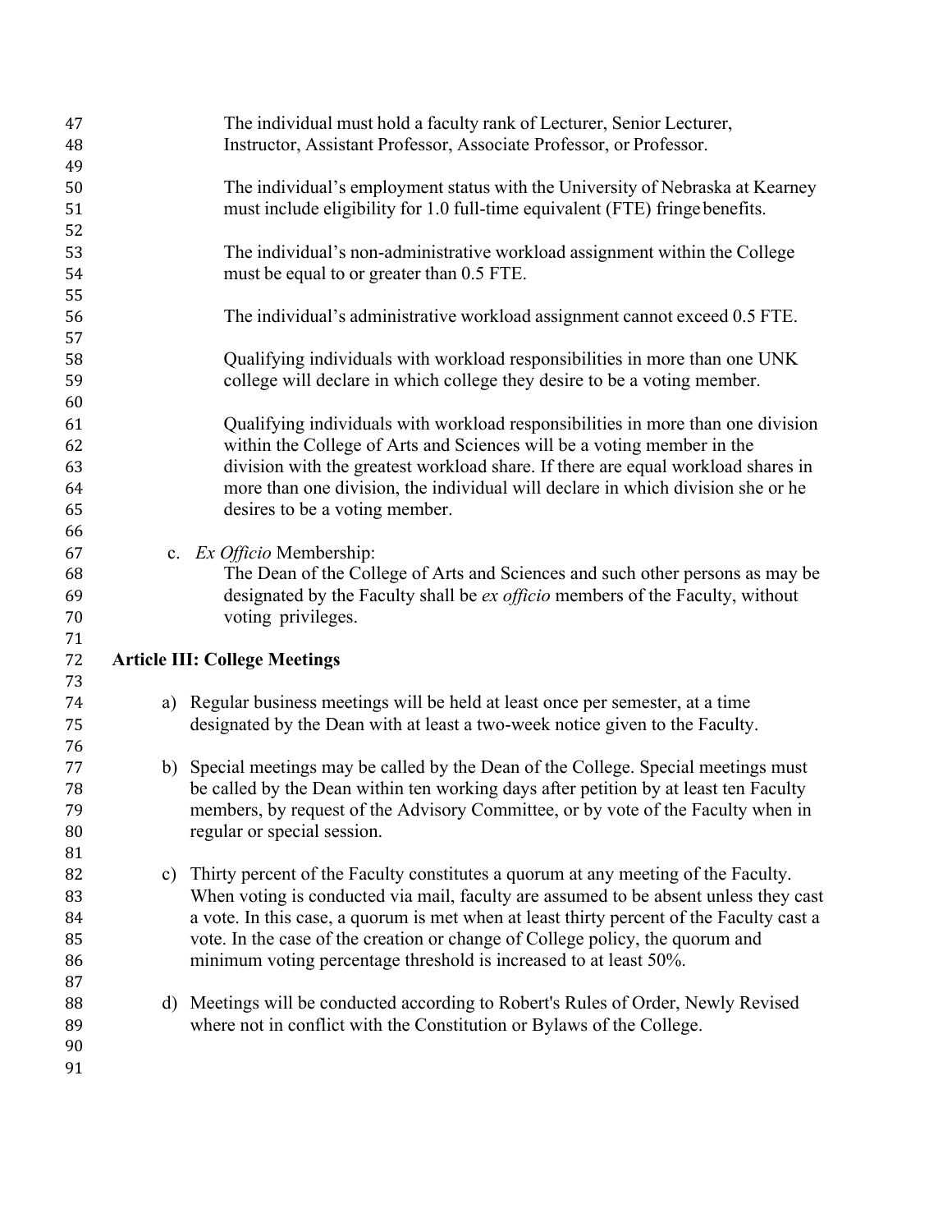The individual must hold a faculty rank of Lecturer, Senior Lecturer, Instructor, Assistant Professor, Associate Professor, or Professor.

The individual's employment status with the University of Nebraska at Kearney must include eligibility for 1.0 full-time equivalent (FTE) fringe benefits.

The individual's non-administrative workload assignment within the College must be equal to or greater than 0.5 FTE.

The individual's administrative workload assignment cannot exceed 0.5 FTE.

Qualifying individuals with workload responsibilities in more than one UNK college will declare in which college they desire to be a voting member.

Qualifying individuals with workload responsibilities in more than one division within the College of Arts and Sciences will be a voting member in the division with the greatest workload share. If there are equal workload shares in more than one division, the individual will declare in which division she or he desires to be a voting member.

c. *Ex Officio* Membership:
The Dean of the College of Arts and Sciences and such other persons as may be designated by the Faculty shall be *ex officio* members of the Faculty, without voting privileges.

**Article III: College Meetings**

a) Regular business meetings will be held at least once per semester, at a time designated by the Dean with at least a two-week notice given to the Faculty.

b) Special meetings may be called by the Dean of the College. Special meetings must be called by the Dean within ten working days after petition by at least ten Faculty members, by request of the Advisory Committee, or by vote of the Faculty when in regular or special session.

c) Thirty percent of the Faculty constitutes a quorum at any meeting of the Faculty. When voting is conducted via mail, faculty are assumed to be absent unless they cast a vote. In this case, a quorum is met when at least thirty percent of the Faculty cast a vote. In the case of the creation or change of College policy, the quorum and minimum voting percentage threshold is increased to at least 50%.

d) Meetings will be conducted according to Robert's Rules of Order, Newly Revised where not in conflict with the Constitution or Bylaws of the College.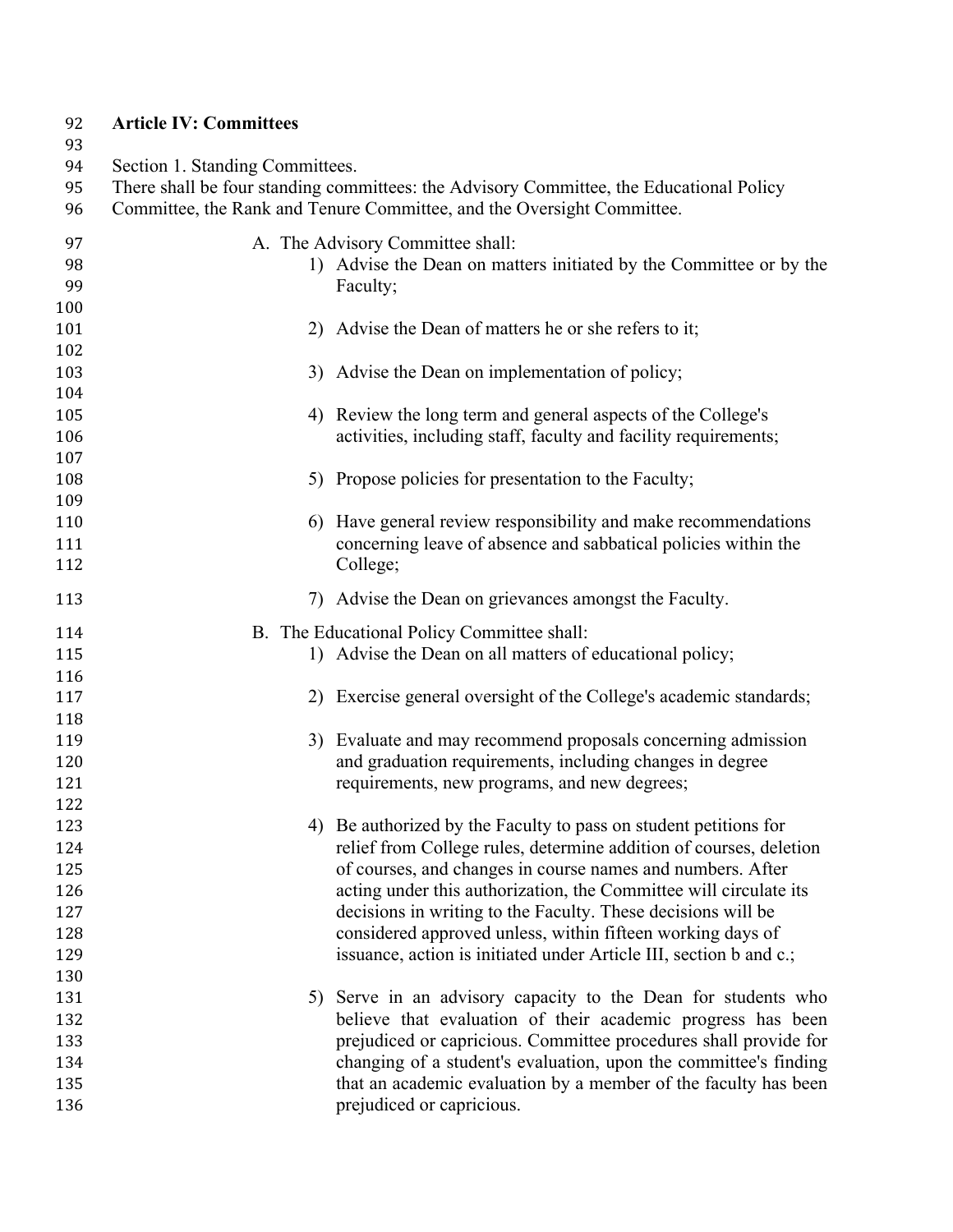**Article IV: Committees**

Section 1. Standing Committees.
There shall be four standing committees: the Advisory Committee, the Educational Policy Committee, the Rank and Tenure Committee, and the Oversight Committee.

A. The Advisory Committee shall:

1) Advise the Dean on matters initiated by the Committee or by the Faculty;

2) Advise the Dean of matters he or she refers to it;

3) Advise the Dean on implementation of policy;

4) Review the long term and general aspects of the College's activities, including staff, faculty and facility requirements;

5) Propose policies for presentation to the Faculty;

6) Have general review responsibility and make recommendations concerning leave of absence and sabbatical policies within the College;

7) Advise the Dean on grievances amongst the Faculty.

B. The Educational Policy Committee shall:

1) Advise the Dean on all matters of educational policy;

2) Exercise general oversight of the College's academic standards;

3) Evaluate and may recommend proposals concerning admission and graduation requirements, including changes in degree requirements, new programs, and new degrees;

4) Be authorized by the Faculty to pass on student petitions for relief from College rules, determine addition of courses, deletion of courses, and changes in course names and numbers. After acting under this authorization, the Committee will circulate its decisions in writing to the Faculty. These decisions will be considered approved unless, within fifteen working days of issuance, action is initiated under Article III, section b and c.;

5) Serve in an advisory capacity to the Dean for students who believe that evaluation of their academic progress has been prejudiced or capricious. Committee procedures shall provide for changing of a student's evaluation, upon the committee's finding that an academic evaluation by a member of the faculty has been prejudiced or capricious.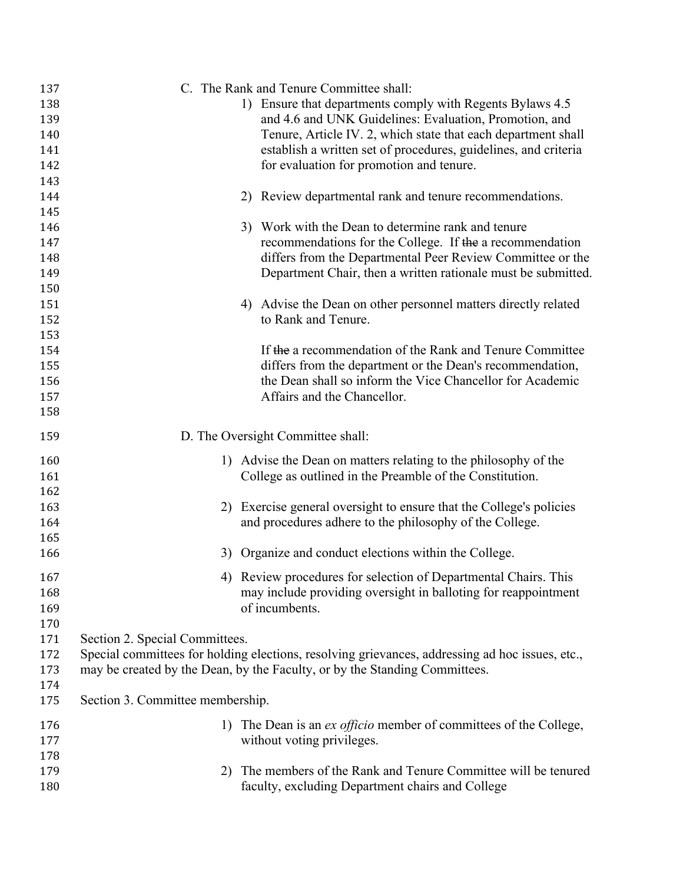C. The Rank and Tenure Committee shall:

1) Ensure that departments comply with Regents Bylaws 4.5 and 4.6 and UNK Guidelines: Evaluation, Promotion, and Tenure, Article IV. 2, which state that each department shall establish a written set of procedures, guidelines, and criteria for evaluation for promotion and tenure.

2) Review departmental rank and tenure recommendations.

3) Work with the Dean to determine rank and tenure recommendations for the College. If ~~the~~ a recommendation differs from the Departmental Peer Review Committee or the Department Chair, then a written rationale must be submitted.

4) Advise the Dean on other personnel matters directly related to Rank and Tenure.

If ~~the~~ a recommendation of the Rank and Tenure Committee differs from the department or the Dean's recommendation, the Dean shall so inform the Vice Chancellor for Academic Affairs and the Chancellor.

D. The Oversight Committee shall:

1) Advise the Dean on matters relating to the philosophy of the College as outlined in the Preamble of the Constitution.

2) Exercise general oversight to ensure that the College's policies and procedures adhere to the philosophy of the College.

3) Organize and conduct elections within the College.

4) Review procedures for selection of Departmental Chairs. This may include providing oversight in balloting for reappointment of incumbents.

Section 2. Special Committees.
Special committees for holding elections, resolving grievances, addressing ad hoc issues, etc., may be created by the Dean, by the Faculty, or by the Standing Committees.

Section 3. Committee membership.

1) The Dean is an *ex officio* member of committees of the College, without voting privileges.

2) The members of the Rank and Tenure Committee will be tenured faculty, excluding Department chairs and College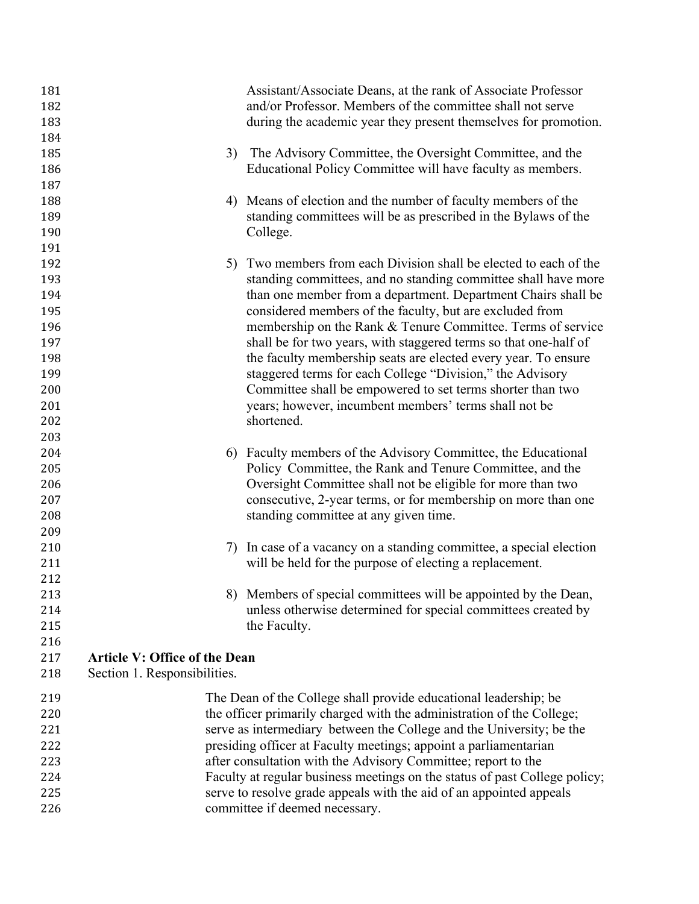Assistant/Associate Deans, at the rank of Associate Professor and/or Professor. Members of the committee shall not serve during the academic year they present themselves for promotion.

3) The Advisory Committee, the Oversight Committee, and the Educational Policy Committee will have faculty as members.

4) Means of election and the number of faculty members of the standing committees will be as prescribed in the Bylaws of the College.

5) Two members from each Division shall be elected to each of the standing committees, and no standing committee shall have more than one member from a department. Department Chairs shall be considered members of the faculty, but are excluded from membership on the Rank & Tenure Committee. Terms of service shall be for two years, with staggered terms so that one-half of the faculty membership seats are elected every year. To ensure staggered terms for each College "Division," the Advisory Committee shall be empowered to set terms shorter than two years; however, incumbent members' terms shall not be shortened.

6) Faculty members of the Advisory Committee, the Educational Policy Committee, the Rank and Tenure Committee, and the Oversight Committee shall not be eligible for more than two consecutive, 2-year terms, or for membership on more than one standing committee at any given time.

7) In case of a vacancy on a standing committee, a special election will be held for the purpose of electing a replacement.

8) Members of special committees will be appointed by the Dean, unless otherwise determined for special committees created by the Faculty.

**Article V: Office of the Dean**

Section 1. Responsibilities.

The Dean of the College shall provide educational leadership; be the officer primarily charged with the administration of the College; serve as intermediary between the College and the University; be the presiding officer at Faculty meetings; appoint a parliamentarian after consultation with the Advisory Committee; report to the Faculty at regular business meetings on the status of past College policy; serve to resolve grade appeals with the aid of an appointed appeals committee if deemed necessary.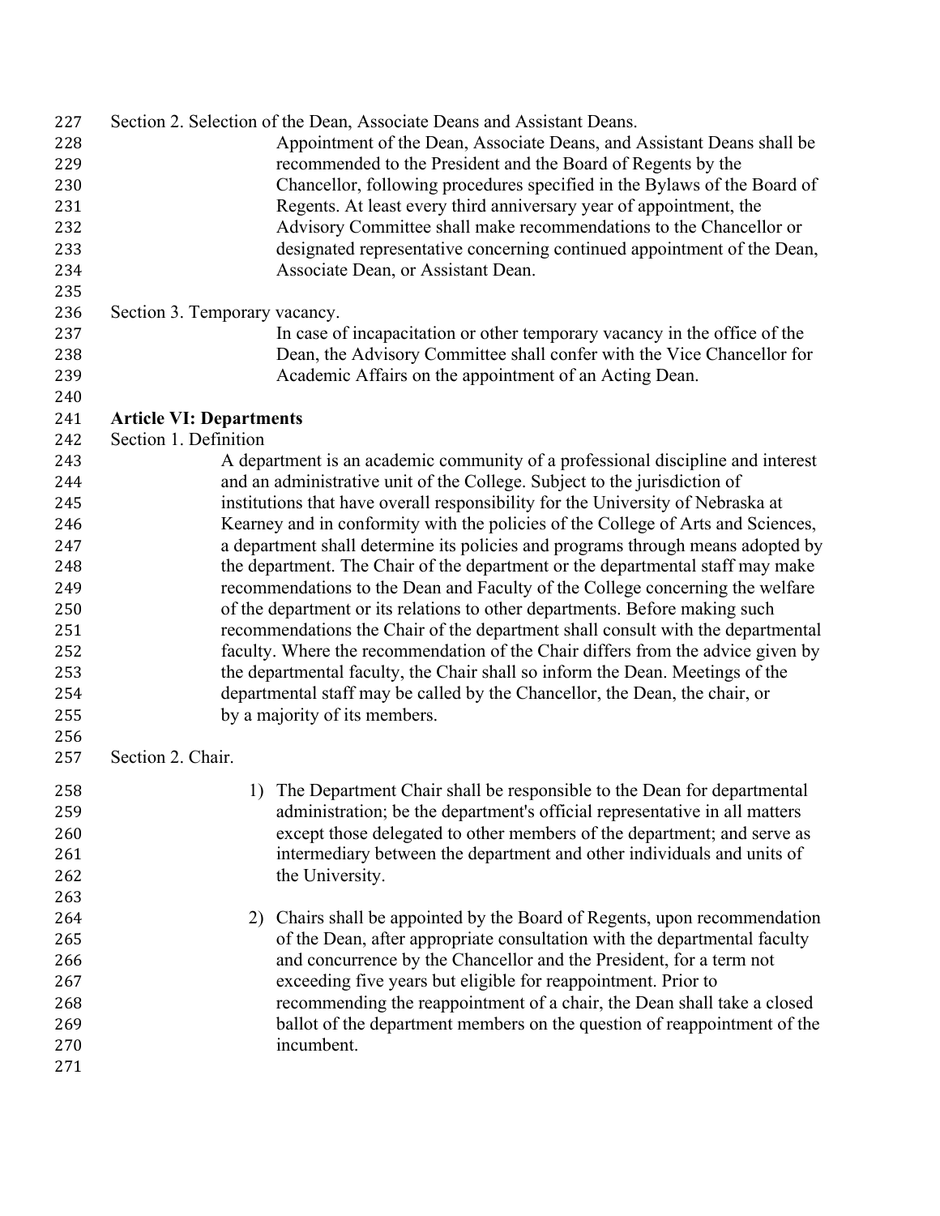Section 2. Selection of the Dean, Associate Deans and Assistant Deans.

Appointment of the Dean, Associate Deans, and Assistant Deans shall be recommended to the President and the Board of Regents by the Chancellor, following procedures specified in the Bylaws of the Board of Regents. At least every third anniversary year of appointment, the Advisory Committee shall make recommendations to the Chancellor or designated representative concerning continued appointment of the Dean, Associate Dean, or Assistant Dean.

Section 3. Temporary vacancy.

In case of incapacitation or other temporary vacancy in the office of the Dean, the Advisory Committee shall confer with the Vice Chancellor for Academic Affairs on the appointment of an Acting Dean.

## Article VI: Departments

Section 1. Definition

A department is an academic community of a professional discipline and interest and an administrative unit of the College. Subject to the jurisdiction of institutions that have overall responsibility for the University of Nebraska at Kearney and in conformity with the policies of the College of Arts and Sciences, a department shall determine its policies and programs through means adopted by the department. The Chair of the department or the departmental staff may make recommendations to the Dean and Faculty of the College concerning the welfare of the department or its relations to other departments. Before making such recommendations the Chair of the department shall consult with the departmental faculty. Where the recommendation of the Chair differs from the advice given by the departmental faculty, the Chair shall so inform the Dean. Meetings of the departmental staff may be called by the Chancellor, the Dean, the chair, or by a majority of its members.

Section 2. Chair.

1) The Department Chair shall be responsible to the Dean for departmental administration; be the department's official representative in all matters except those delegated to other members of the department; and serve as intermediary between the department and other individuals and units of the University.

2) Chairs shall be appointed by the Board of Regents, upon recommendation of the Dean, after appropriate consultation with the departmental faculty and concurrence by the Chancellor and the President, for a term not exceeding five years but eligible for reappointment. Prior to recommending the reappointment of a chair, the Dean shall take a closed ballot of the department members on the question of reappointment of the incumbent.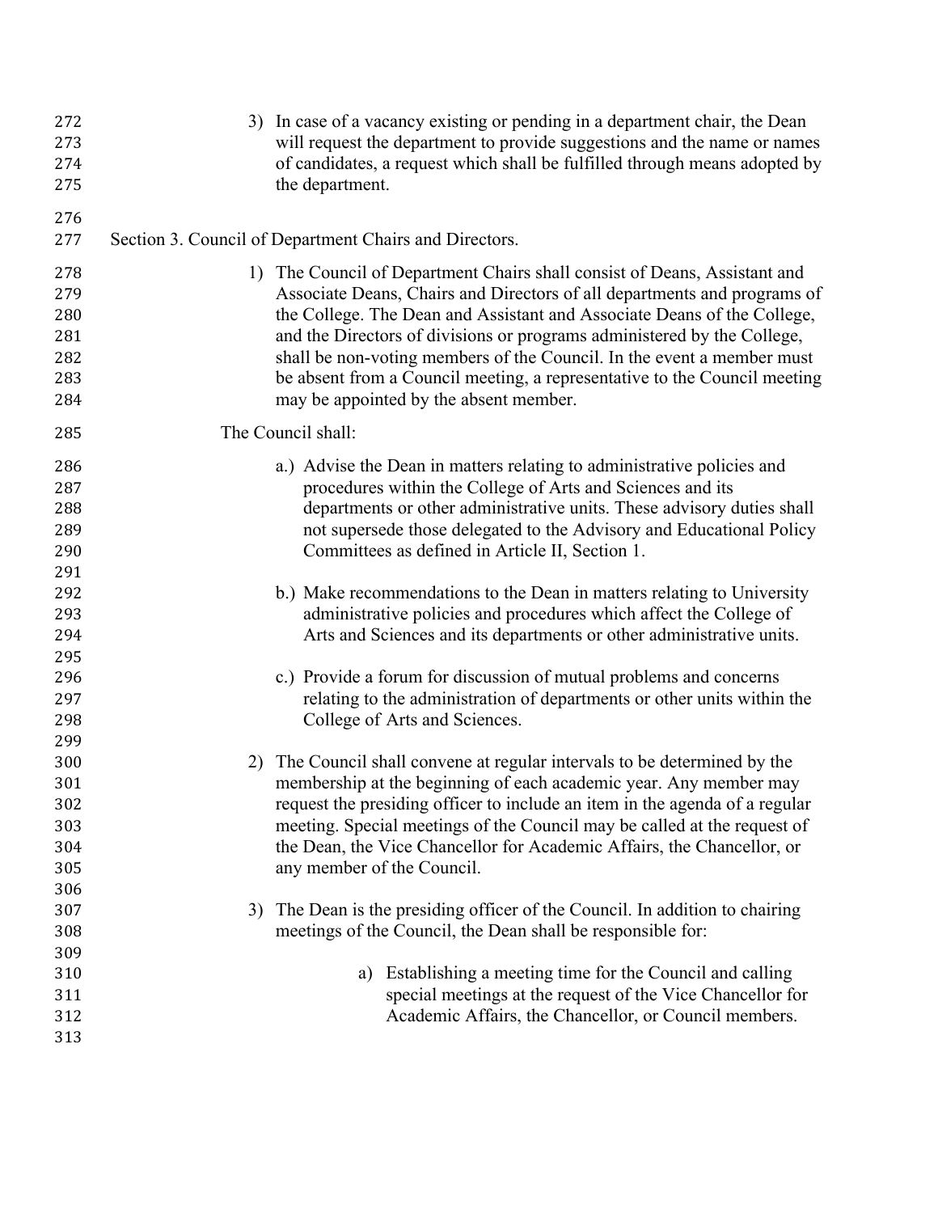3) In case of a vacancy existing or pending in a department chair, the Dean will request the department to provide suggestions and the name or names of candidates, a request which shall be fulfilled through means adopted by the department.

Section 3. Council of Department Chairs and Directors.

1) The Council of Department Chairs shall consist of Deans, Assistant and Associate Deans, Chairs and Directors of all departments and programs of the College. The Dean and Assistant and Associate Deans of the College, and the Directors of divisions or programs administered by the College, shall be non-voting members of the Council. In the event a member must be absent from a Council meeting, a representative to the Council meeting may be appointed by the absent member.

The Council shall:

a.) Advise the Dean in matters relating to administrative policies and procedures within the College of Arts and Sciences and its departments or other administrative units. These advisory duties shall not supersede those delegated to the Advisory and Educational Policy Committees as defined in Article II, Section 1.

b.) Make recommendations to the Dean in matters relating to University administrative policies and procedures which affect the College of Arts and Sciences and its departments or other administrative units.

c.) Provide a forum for discussion of mutual problems and concerns relating to the administration of departments or other units within the College of Arts and Sciences.

2) The Council shall convene at regular intervals to be determined by the membership at the beginning of each academic year. Any member may request the presiding officer to include an item in the agenda of a regular meeting. Special meetings of the Council may be called at the request of the Dean, the Vice Chancellor for Academic Affairs, the Chancellor, or any member of the Council.

3) The Dean is the presiding officer of the Council. In addition to chairing meetings of the Council, the Dean shall be responsible for:

   a) Establishing a meeting time for the Council and calling special meetings at the request of the Vice Chancellor for Academic Affairs, the Chancellor, or Council members.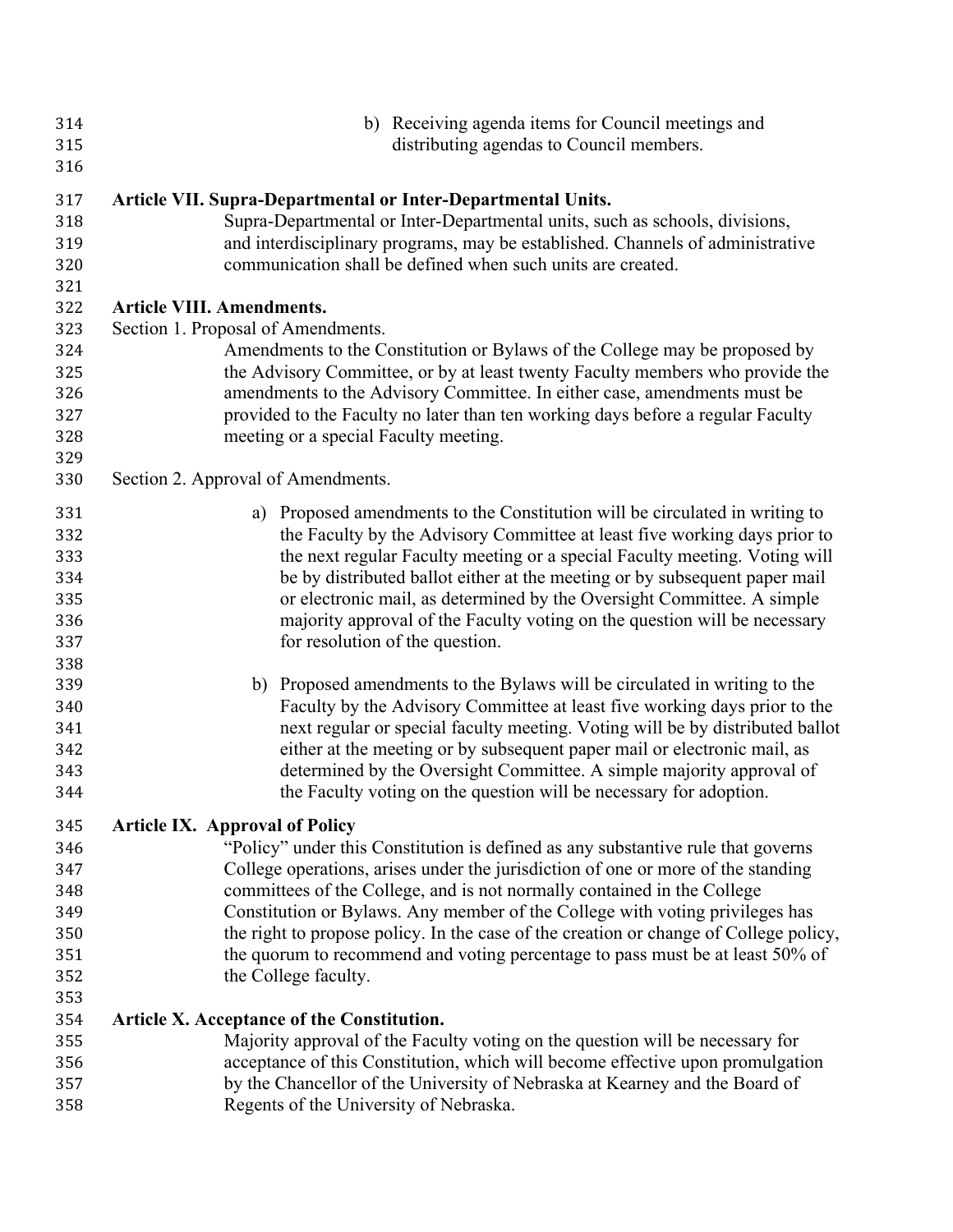b) Receiving agenda items for Council meetings and distributing agendas to Council members.

**Article VII. Supra-Departmental or Inter-Departmental Units.**

Supra-Departmental or Inter-Departmental units, such as schools, divisions, and interdisciplinary programs, may be established. Channels of administrative communication shall be defined when such units are created.

**Article VIII. Amendments.**

Section 1. Proposal of Amendments.

Amendments to the Constitution or Bylaws of the College may be proposed by the Advisory Committee, or by at least twenty Faculty members who provide the amendments to the Advisory Committee. In either case, amendments must be provided to the Faculty no later than ten working days before a regular Faculty meeting or a special Faculty meeting.

Section 2. Approval of Amendments.

a) Proposed amendments to the Constitution will be circulated in writing to the Faculty by the Advisory Committee at least five working days prior to the next regular Faculty meeting or a special Faculty meeting. Voting will be by distributed ballot either at the meeting or by subsequent paper mail or electronic mail, as determined by the Oversight Committee. A simple majority approval of the Faculty voting on the question will be necessary for resolution of the question.

b) Proposed amendments to the Bylaws will be circulated in writing to the Faculty by the Advisory Committee at least five working days prior to the next regular or special faculty meeting. Voting will be by distributed ballot either at the meeting or by subsequent paper mail or electronic mail, as determined by the Oversight Committee. A simple majority approval of the Faculty voting on the question will be necessary for adoption.

**Article IX. Approval of Policy**

"Policy" under this Constitution is defined as any substantive rule that governs College operations, arises under the jurisdiction of one or more of the standing committees of the College, and is not normally contained in the College Constitution or Bylaws. Any member of the College with voting privileges has the right to propose policy. In the case of the creation or change of College policy, the quorum to recommend and voting percentage to pass must be at least 50% of the College faculty.

**Article X. Acceptance of the Constitution.**

Majority approval of the Faculty voting on the question will be necessary for acceptance of this Constitution, which will become effective upon promulgation by the Chancellor of the University of Nebraska at Kearney and the Board of Regents of the University of Nebraska.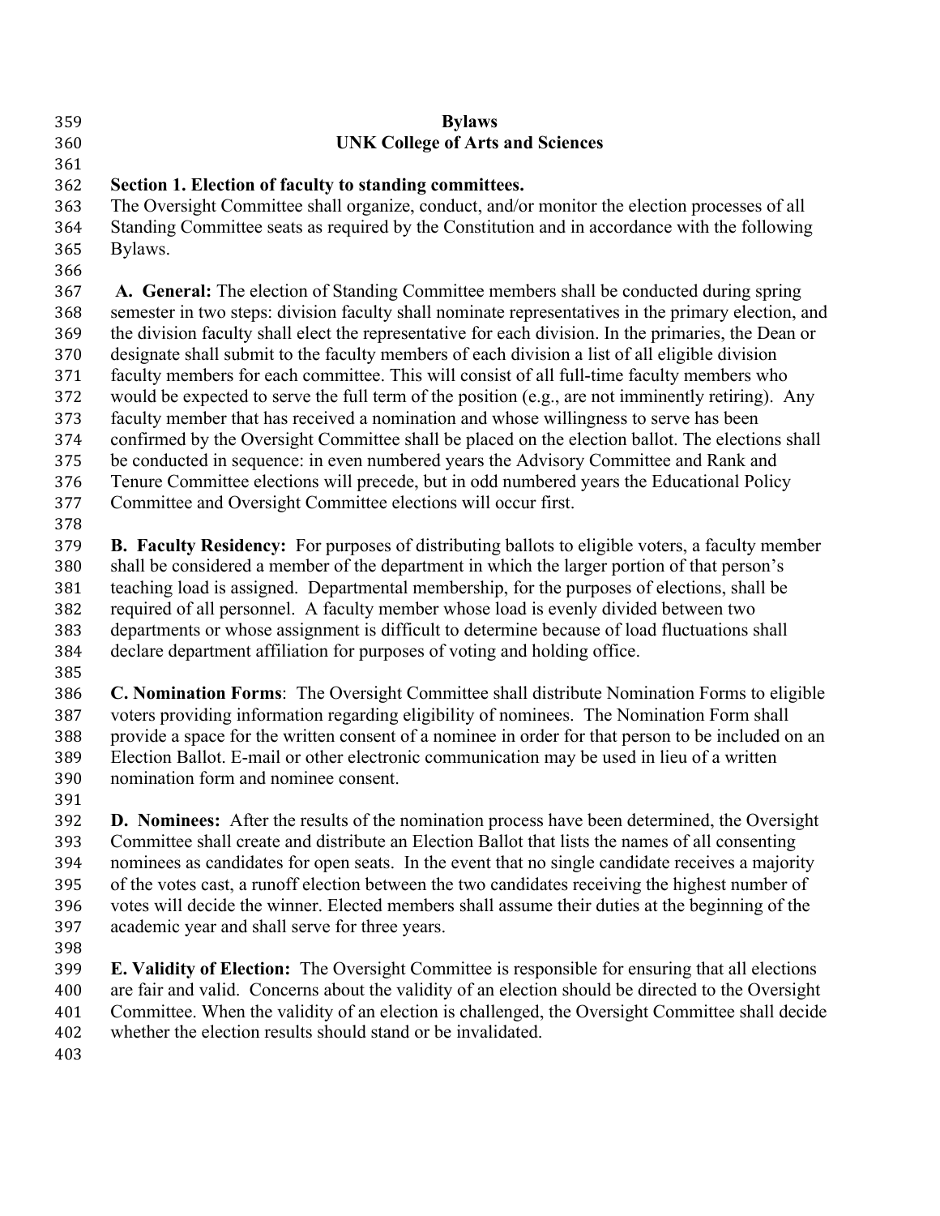# Bylaws
# UNK College of Arts and Sciences

## Section 1. Election of faculty to standing committees.

The Oversight Committee shall organize, conduct, and/or monitor the election processes of all Standing Committee seats as required by the Constitution and in accordance with the following Bylaws.

**A. General:** The election of Standing Committee members shall be conducted during spring semester in two steps: division faculty shall nominate representatives in the primary election, and the division faculty shall elect the representative for each division. In the primaries, the Dean or designate shall submit to the faculty members of each division a list of all eligible division faculty members for each committee. This will consist of all full-time faculty members who would be expected to serve the full term of the position (e.g., are not imminently retiring). Any faculty member that has received a nomination and whose willingness to serve has been confirmed by the Oversight Committee shall be placed on the election ballot. The elections shall be conducted in sequence: in even numbered years the Advisory Committee and Rank and Tenure Committee elections will precede, but in odd numbered years the Educational Policy Committee and Oversight Committee elections will occur first.

**B. Faculty Residency:** For purposes of distributing ballots to eligible voters, a faculty member shall be considered a member of the department in which the larger portion of that person's teaching load is assigned. Departmental membership, for the purposes of elections, shall be required of all personnel. A faculty member whose load is evenly divided between two departments or whose assignment is difficult to determine because of load fluctuations shall declare department affiliation for purposes of voting and holding office.

**C. Nomination Forms**: The Oversight Committee shall distribute Nomination Forms to eligible voters providing information regarding eligibility of nominees. The Nomination Form shall provide a space for the written consent of a nominee in order for that person to be included on an Election Ballot. E-mail or other electronic communication may be used in lieu of a written nomination form and nominee consent.

**D. Nominees:** After the results of the nomination process have been determined, the Oversight Committee shall create and distribute an Election Ballot that lists the names of all consenting nominees as candidates for open seats. In the event that no single candidate receives a majority of the votes cast, a runoff election between the two candidates receiving the highest number of votes will decide the winner. Elected members shall assume their duties at the beginning of the academic year and shall serve for three years.

**E. Validity of Election:** The Oversight Committee is responsible for ensuring that all elections are fair and valid. Concerns about the validity of an election should be directed to the Oversight Committee. When the validity of an election is challenged, the Oversight Committee shall decide whether the election results should stand or be invalidated.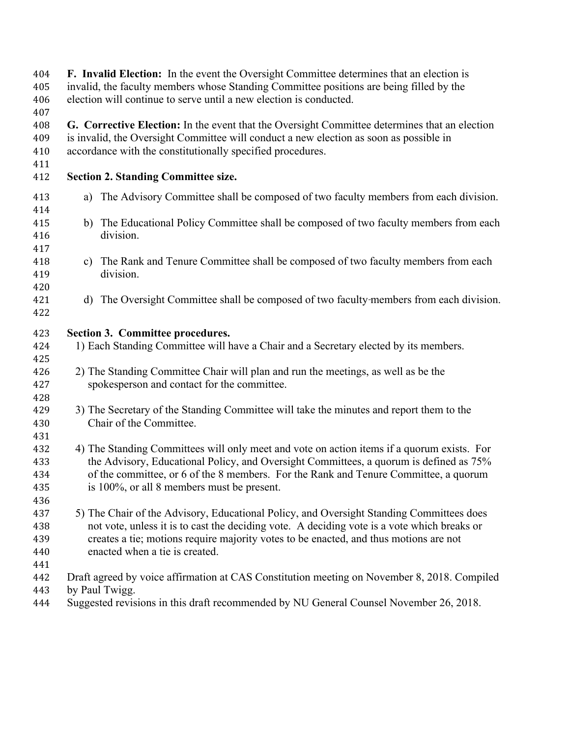**F. Invalid Election:** In the event the Oversight Committee determines that an election is invalid, the faculty members whose Standing Committee positions are being filled by the election will continue to serve until a new election is conducted.

**G. Corrective Election:** In the event that the Oversight Committee determines that an election is invalid, the Oversight Committee will conduct a new election as soon as possible in accordance with the constitutionally specified procedures.

**Section 2. Standing Committee size.**

a) The Advisory Committee shall be composed of two faculty members from each division.

b) The Educational Policy Committee shall be composed of two faculty members from each division.

c) The Rank and Tenure Committee shall be composed of two faculty members from each division.

d) The Oversight Committee shall be composed of two faculty members from each division.

**Section 3. Committee procedures.**

1) Each Standing Committee will have a Chair and a Secretary elected by its members.

2) The Standing Committee Chair will plan and run the meetings, as well as be the spokesperson and contact for the committee.

3) The Secretary of the Standing Committee will take the minutes and report them to the Chair of the Committee.

4) The Standing Committees will only meet and vote on action items if a quorum exists. For the Advisory, Educational Policy, and Oversight Committees, a quorum is defined as 75% of the committee, or 6 of the 8 members. For the Rank and Tenure Committee, a quorum is 100%, or all 8 members must be present.

5) The Chair of the Advisory, Educational Policy, and Oversight Standing Committees does not vote, unless it is to cast the deciding vote. A deciding vote is a vote which breaks or creates a tie; motions require majority votes to be enacted, and thus motions are not enacted when a tie is created.

Draft agreed by voice affirmation at CAS Constitution meeting on November 8, 2018. Compiled by Paul Twigg.
Suggested revisions in this draft recommended by NU General Counsel November 26, 2018.